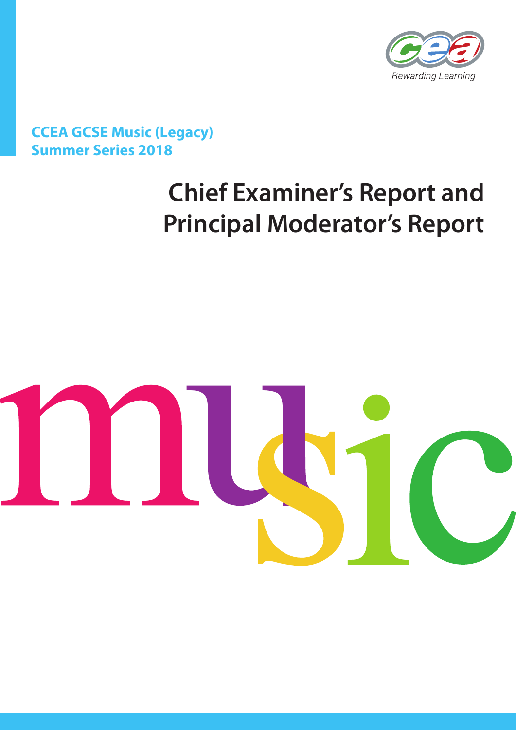Rewarding Learning

**CCEA GCSE Music (Legacy)**
**Summer Series 2018**

# Chief Examiner's Report and Principal Moderator's Report

music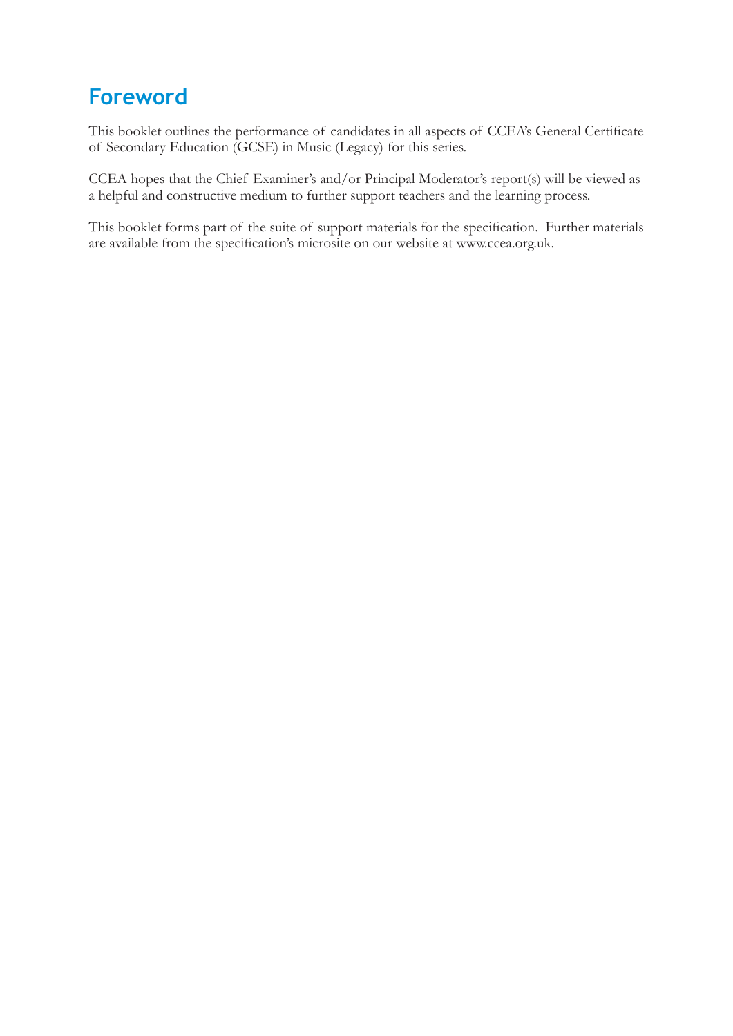# Foreword

This booklet outlines the performance of candidates in all aspects of CCEA's General Certificate of Secondary Education (GCSE) in Music (Legacy) for this series.

CCEA hopes that the Chief Examiner's and/or Principal Moderator's report(s) will be viewed as a helpful and constructive medium to further support teachers and the learning process.

This booklet forms part of the suite of support materials for the specification. Further materials are available from the specification's microsite on our website at www.ccea.org.uk.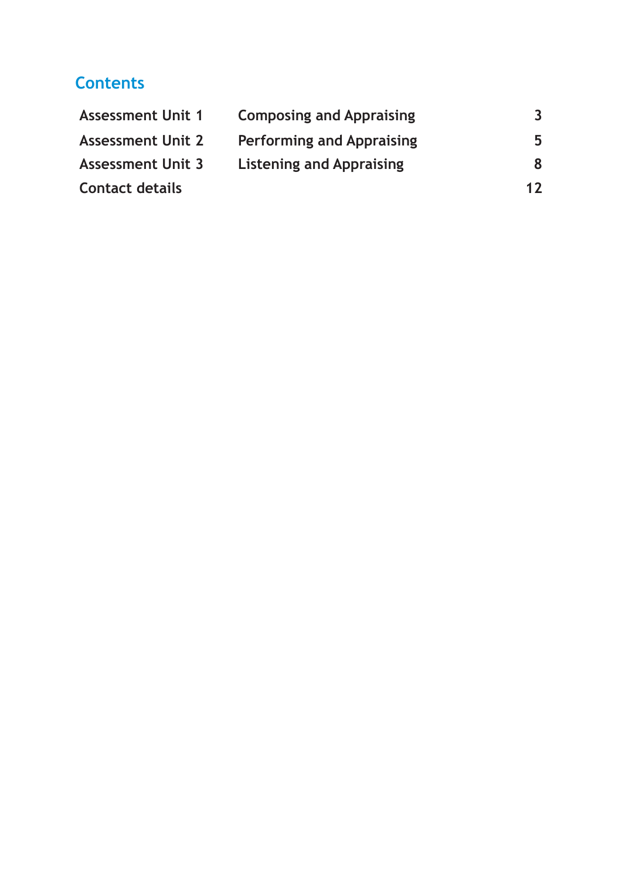## Contents

| | | |
|---|---|---|
| **Assessment Unit 1** | **Composing and Appraising** | **3** |
| **Assessment Unit 2** | **Performing and Appraising** | **5** |
| **Assessment Unit 3** | **Listening and Appraising** | **8** |
| **Contact details** | | **12** |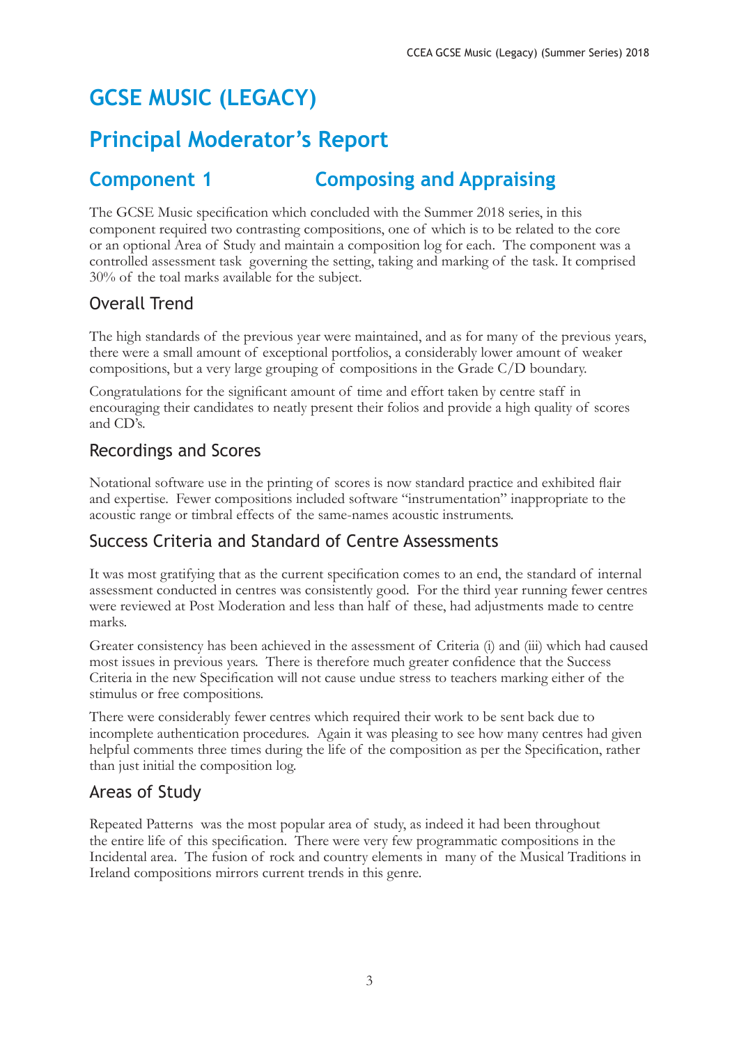# GCSE MUSIC (LEGACY)

## Principal Moderator's Report

## Component 1 Composing and Appraising

The GCSE Music specification which concluded with the Summer 2018 series, in this component required two contrasting compositions, one of which is to be related to the core or an optional Area of Study and maintain a composition log for each. The component was a controlled assessment task governing the setting, taking and marking of the task. It comprised 30% of the toal marks available for the subject.

### Overall Trend

The high standards of the previous year were maintained, and as for many of the previous years, there were a small amount of exceptional portfolios, a considerably lower amount of weaker compositions, but a very large grouping of compositions in the Grade C/D boundary.

Congratulations for the significant amount of time and effort taken by centre staff in encouraging their candidates to neatly present their folios and provide a high quality of scores and CD's.

### Recordings and Scores

Notational software use in the printing of scores is now standard practice and exhibited flair and expertise. Fewer compositions included software "instrumentation" inappropriate to the acoustic range or timbral effects of the same-names acoustic instruments.

### Success Criteria and Standard of Centre Assessments

It was most gratifying that as the current specification comes to an end, the standard of internal assessment conducted in centres was consistently good. For the third year running fewer centres were reviewed at Post Moderation and less than half of these, had adjustments made to centre marks.

Greater consistency has been achieved in the assessment of Criteria (i) and (iii) which had caused most issues in previous years. There is therefore much greater confidence that the Success Criteria in the new Specification will not cause undue stress to teachers marking either of the stimulus or free compositions.

There were considerably fewer centres which required their work to be sent back due to incomplete authentication procedures. Again it was pleasing to see how many centres had given helpful comments three times during the life of the composition as per the Specification, rather than just initial the composition log.

### Areas of Study

Repeated Patterns was the most popular area of study, as indeed it had been throughout the entire life of this specification. There were very few programmatic compositions in the Incidental area. The fusion of rock and country elements in many of the Musical Traditions in Ireland compositions mirrors current trends in this genre.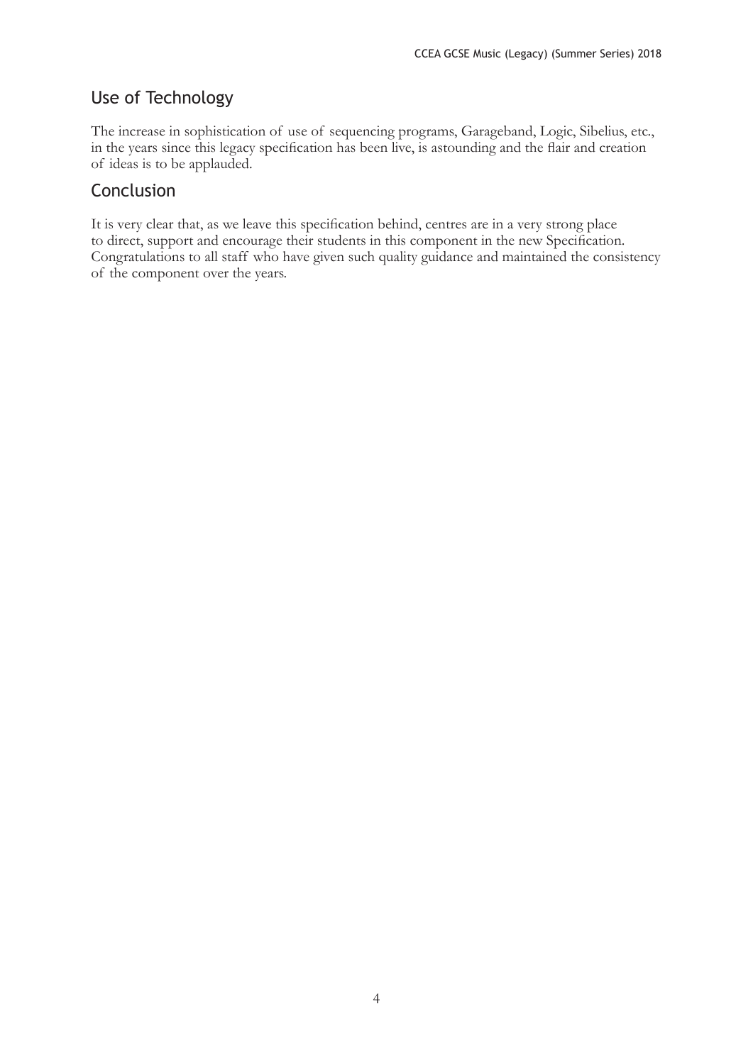## Use of Technology

The increase in sophistication of use of sequencing programs, Garageband, Logic, Sibelius, etc., in the years since this legacy specification has been live, is astounding and the flair and creation of ideas is to be applauded.

## Conclusion

It is very clear that, as we leave this specification behind, centres are in a very strong place to direct, support and encourage their students in this component in the new Specification. Congratulations to all staff who have given such quality guidance and maintained the consistency of the component over the years.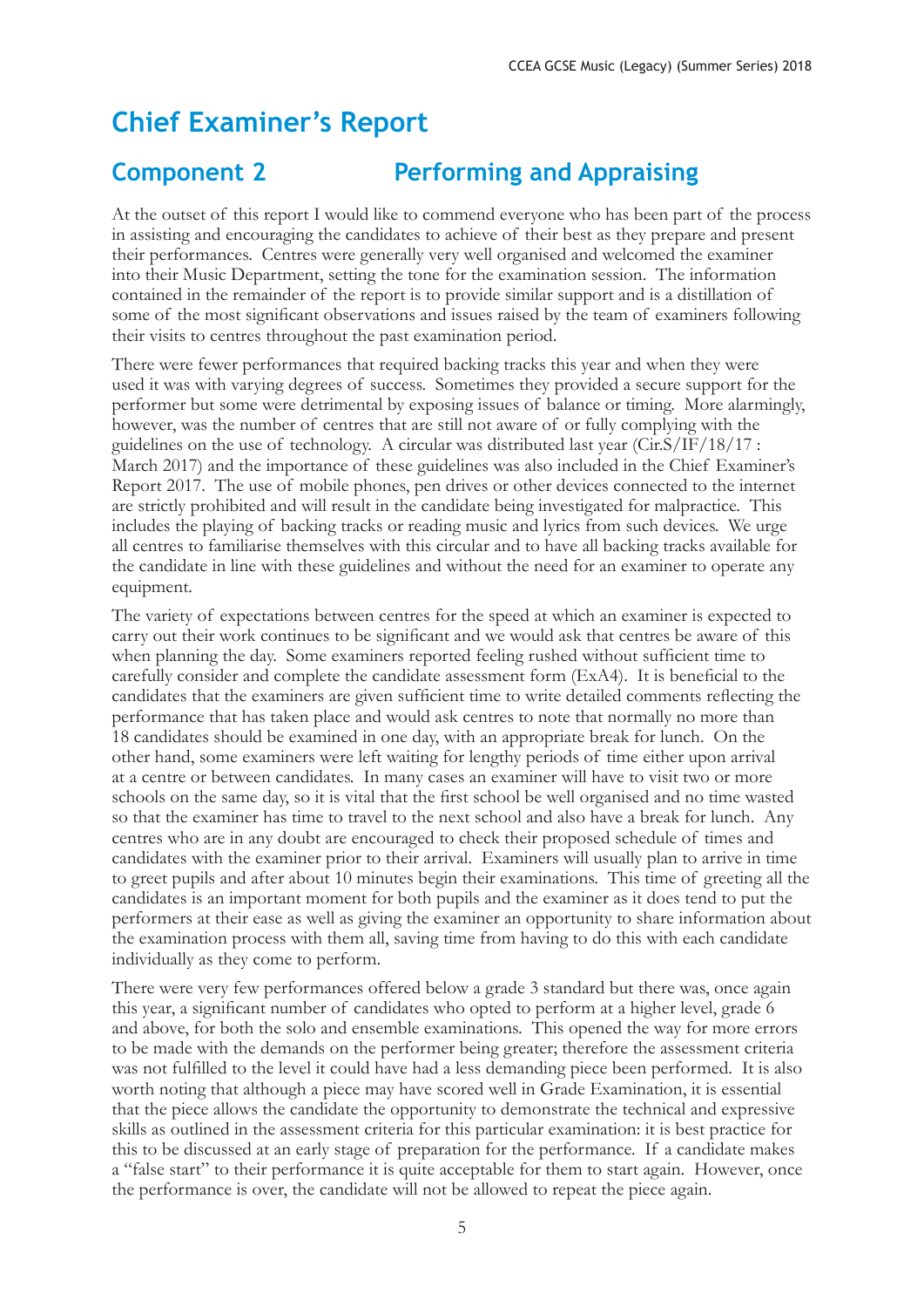# Chief Examiner's Report

## Component 2 Performing and Appraising

At the outset of this report I would like to commend everyone who has been part of the process in assisting and encouraging the candidates to achieve of their best as they prepare and present their performances. Centres were generally very well organised and welcomed the examiner into their Music Department, setting the tone for the examination session. The information contained in the remainder of the report is to provide similar support and is a distillation of some of the most significant observations and issues raised by the team of examiners following their visits to centres throughout the past examination period.

There were fewer performances that required backing tracks this year and when they were used it was with varying degrees of success. Sometimes they provided a secure support for the performer but some were detrimental by exposing issues of balance or timing. More alarmingly, however, was the number of centres that are still not aware of or fully complying with the guidelines on the use of technology. A circular was distributed last year (Cir.S/IF/18/17 : March 2017) and the importance of these guidelines was also included in the Chief Examiner's Report 2017. The use of mobile phones, pen drives or other devices connected to the internet are strictly prohibited and will result in the candidate being investigated for malpractice. This includes the playing of backing tracks or reading music and lyrics from such devices. We urge all centres to familiarise themselves with this circular and to have all backing tracks available for the candidate in line with these guidelines and without the need for an examiner to operate any equipment.

The variety of expectations between centres for the speed at which an examiner is expected to carry out their work continues to be significant and we would ask that centres be aware of this when planning the day. Some examiners reported feeling rushed without sufficient time to carefully consider and complete the candidate assessment form (ExA4). It is beneficial to the candidates that the examiners are given sufficient time to write detailed comments reflecting the performance that has taken place and would ask centres to note that normally no more than 18 candidates should be examined in one day, with an appropriate break for lunch. On the other hand, some examiners were left waiting for lengthy periods of time either upon arrival at a centre or between candidates. In many cases an examiner will have to visit two or more schools on the same day, so it is vital that the first school be well organised and no time wasted so that the examiner has time to travel to the next school and also have a break for lunch. Any centres who are in any doubt are encouraged to check their proposed schedule of times and candidates with the examiner prior to their arrival. Examiners will usually plan to arrive in time to greet pupils and after about 10 minutes begin their examinations. This time of greeting all the candidates is an important moment for both pupils and the examiner as it does tend to put the performers at their ease as well as giving the examiner an opportunity to share information about the examination process with them all, saving time from having to do this with each candidate individually as they come to perform.

There were very few performances offered below a grade 3 standard but there was, once again this year, a significant number of candidates who opted to perform at a higher level, grade 6 and above, for both the solo and ensemble examinations. This opened the way for more errors to be made with the demands on the performer being greater; therefore the assessment criteria was not fulfilled to the level it could have had a less demanding piece been performed. It is also worth noting that although a piece may have scored well in Grade Examination, it is essential that the piece allows the candidate the opportunity to demonstrate the technical and expressive skills as outlined in the assessment criteria for this particular examination: it is best practice for this to be discussed at an early stage of preparation for the performance. If a candidate makes a "false start" to their performance it is quite acceptable for them to start again. However, once the performance is over, the candidate will not be allowed to repeat the piece again.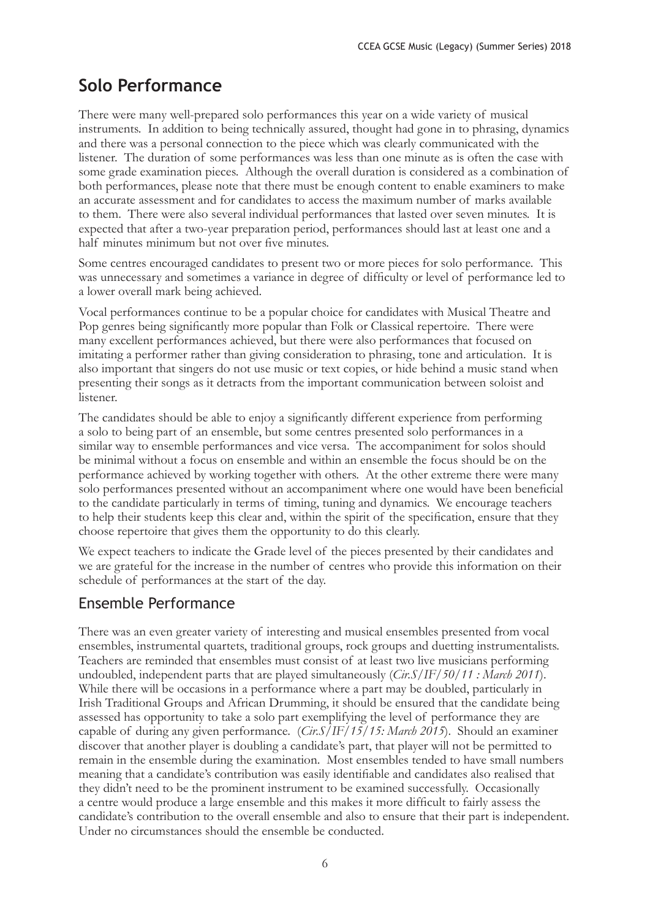## Solo Performance

There were many well-prepared solo performances this year on a wide variety of musical instruments. In addition to being technically assured, thought had gone in to phrasing, dynamics and there was a personal connection to the piece which was clearly communicated with the listener. The duration of some performances was less than one minute as is often the case with some grade examination pieces. Although the overall duration is considered as a combination of both performances, please note that there must be enough content to enable examiners to make an accurate assessment and for candidates to access the maximum number of marks available to them. There were also several individual performances that lasted over seven minutes. It is expected that after a two-year preparation period, performances should last at least one and a half minutes minimum but not over five minutes.

Some centres encouraged candidates to present two or more pieces for solo performance. This was unnecessary and sometimes a variance in degree of difficulty or level of performance led to a lower overall mark being achieved.

Vocal performances continue to be a popular choice for candidates with Musical Theatre and Pop genres being significantly more popular than Folk or Classical repertoire. There were many excellent performances achieved, but there were also performances that focused on imitating a performer rather than giving consideration to phrasing, tone and articulation. It is also important that singers do not use music or text copies, or hide behind a music stand when presenting their songs as it detracts from the important communication between soloist and listener.

The candidates should be able to enjoy a significantly different experience from performing a solo to being part of an ensemble, but some centres presented solo performances in a similar way to ensemble performances and vice versa. The accompaniment for solos should be minimal without a focus on ensemble and within an ensemble the focus should be on the performance achieved by working together with others. At the other extreme there were many solo performances presented without an accompaniment where one would have been beneficial to the candidate particularly in terms of timing, tuning and dynamics. We encourage teachers to help their students keep this clear and, within the spirit of the specification, ensure that they choose repertoire that gives them the opportunity to do this clearly.

We expect teachers to indicate the Grade level of the pieces presented by their candidates and we are grateful for the increase in the number of centres who provide this information on their schedule of performances at the start of the day.

### Ensemble Performance

There was an even greater variety of interesting and musical ensembles presented from vocal ensembles, instrumental quartets, traditional groups, rock groups and duetting instrumentalists. Teachers are reminded that ensembles must consist of at least two live musicians performing undoubled, independent parts that are played simultaneously (*Cir.S/IF/50/11 : March 2011*). While there will be occasions in a performance where a part may be doubled, particularly in Irish Traditional Groups and African Drumming, it should be ensured that the candidate being assessed has opportunity to take a solo part exemplifying the level of performance they are capable of during any given performance. (*Cir.S/IF/15/15: March 2015*). Should an examiner discover that another player is doubling a candidate's part, that player will not be permitted to remain in the ensemble during the examination. Most ensembles tended to have small numbers meaning that a candidate's contribution was easily identifiable and candidates also realised that they didn't need to be the prominent instrument to be examined successfully. Occasionally a centre would produce a large ensemble and this makes it more difficult to fairly assess the candidate's contribution to the overall ensemble and also to ensure that their part is independent. Under no circumstances should the ensemble be conducted.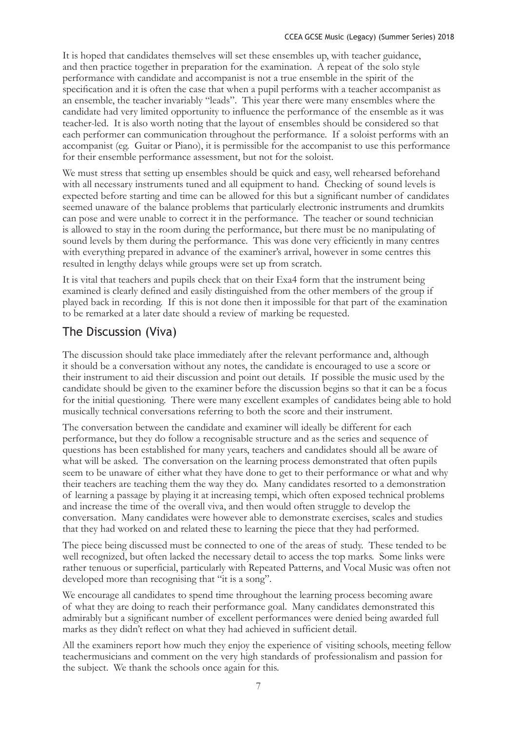It is hoped that candidates themselves will set these ensembles up, with teacher guidance, and then practice together in preparation for the examination. A repeat of the solo style performance with candidate and accompanist is not a true ensemble in the spirit of the specification and it is often the case that when a pupil performs with a teacher accompanist as an ensemble, the teacher invariably "leads". This year there were many ensembles where the candidate had very limited opportunity to influence the performance of the ensemble as it was teacher-led. It is also worth noting that the layout of ensembles should be considered so that each performer can communication throughout the performance. If a soloist performs with an accompanist (eg. Guitar or Piano), it is permissible for the accompanist to use this performance for their ensemble performance assessment, but not for the soloist.

We must stress that setting up ensembles should be quick and easy, well rehearsed beforehand with all necessary instruments tuned and all equipment to hand. Checking of sound levels is expected before starting and time can be allowed for this but a significant number of candidates seemed unaware of the balance problems that particularly electronic instruments and drumkits can pose and were unable to correct it in the performance. The teacher or sound technician is allowed to stay in the room during the performance, but there must be no manipulating of sound levels by them during the performance. This was done very efficiently in many centres with everything prepared in advance of the examiner's arrival, however in some centres this resulted in lengthy delays while groups were set up from scratch.

It is vital that teachers and pupils check that on their Exa4 form that the instrument being examined is clearly defined and easily distinguished from the other members of the group if played back in recording. If this is not done then it impossible for that part of the examination to be remarked at a later date should a review of marking be requested.

## The Discussion (Viva)

The discussion should take place immediately after the relevant performance and, although it should be a conversation without any notes, the candidate is encouraged to use a score or their instrument to aid their discussion and point out details. If possible the music used by the candidate should be given to the examiner before the discussion begins so that it can be a focus for the initial questioning. There were many excellent examples of candidates being able to hold musically technical conversations referring to both the score and their instrument.

The conversation between the candidate and examiner will ideally be different for each performance, but they do follow a recognisable structure and as the series and sequence of questions has been established for many years, teachers and candidates should all be aware of what will be asked. The conversation on the learning process demonstrated that often pupils seem to be unaware of either what they have done to get to their performance or what and why their teachers are teaching them the way they do. Many candidates resorted to a demonstration of learning a passage by playing it at increasing tempi, which often exposed technical problems and increase the time of the overall viva, and then would often struggle to develop the conversation. Many candidates were however able to demonstrate exercises, scales and studies that they had worked on and related these to learning the piece that they had performed.

The piece being discussed must be connected to one of the areas of study. These tended to be well recognized, but often lacked the necessary detail to access the top marks. Some links were rather tenuous or superficial, particularly with Repeated Patterns, and Vocal Music was often not developed more than recognising that "it is a song".

We encourage all candidates to spend time throughout the learning process becoming aware of what they are doing to reach their performance goal. Many candidates demonstrated this admirably but a significant number of excellent performances were denied being awarded full marks as they didn't reflect on what they had achieved in sufficient detail.

All the examiners report how much they enjoy the experience of visiting schools, meeting fellow teachermusicians and comment on the very high standards of professionalism and passion for the subject. We thank the schools once again for this.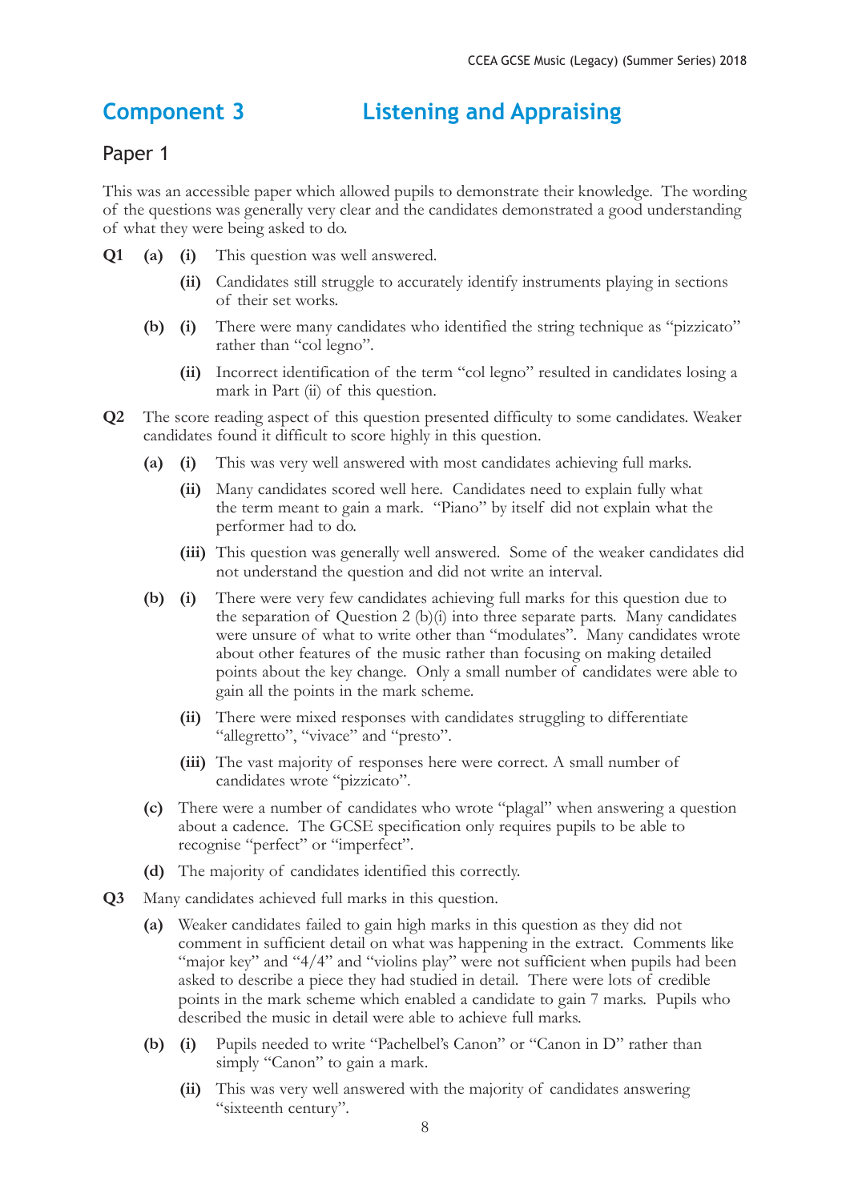# Component 3 Listening and Appraising

## Paper 1

This was an accessible paper which allowed pupils to demonstrate their knowledge. The wording of the questions was generally very clear and the candidates demonstrated a good understanding of what they were being asked to do.

**Q1** **(a)** **(i)** This question was well answered.

**(ii)** Candidates still struggle to accurately identify instruments playing in sections of their set works.

**(b)** **(i)** There were many candidates who identified the string technique as "pizzicato" rather than "col legno".

**(ii)** Incorrect identification of the term "col legno" resulted in candidates losing a mark in Part (ii) of this question.

**Q2** The score reading aspect of this question presented difficulty to some candidates. Weaker candidates found it difficult to score highly in this question.

**(a)** **(i)** This was very well answered with most candidates achieving full marks.

**(ii)** Many candidates scored well here. Candidates need to explain fully what the term meant to gain a mark. "Piano" by itself did not explain what the performer had to do.

**(iii)** This question was generally well answered. Some of the weaker candidates did not understand the question and did not write an interval.

**(b)** **(i)** There were very few candidates achieving full marks for this question due to the separation of Question 2 (b)(i) into three separate parts. Many candidates were unsure of what to write other than "modulates". Many candidates wrote about other features of the music rather than focusing on making detailed points about the key change. Only a small number of candidates were able to gain all the points in the mark scheme.

**(ii)** There were mixed responses with candidates struggling to differentiate "allegretto", "vivace" and "presto".

**(iii)** The vast majority of responses here were correct. A small number of candidates wrote "pizzicato".

**(c)** There were a number of candidates who wrote "plagal" when answering a question about a cadence. The GCSE specification only requires pupils to be able to recognise "perfect" or "imperfect".

**(d)** The majority of candidates identified this correctly.

**Q3** Many candidates achieved full marks in this question.

**(a)** Weaker candidates failed to gain high marks in this question as they did not comment in sufficient detail on what was happening in the extract. Comments like "major key" and "4/4" and "violins play" were not sufficient when pupils had been asked to describe a piece they had studied in detail. There were lots of credible points in the mark scheme which enabled a candidate to gain 7 marks. Pupils who described the music in detail were able to achieve full marks.

**(b)** **(i)** Pupils needed to write "Pachelbel's Canon" or "Canon in D" rather than simply "Canon" to gain a mark.

**(ii)** This was very well answered with the majority of candidates answering "sixteenth century".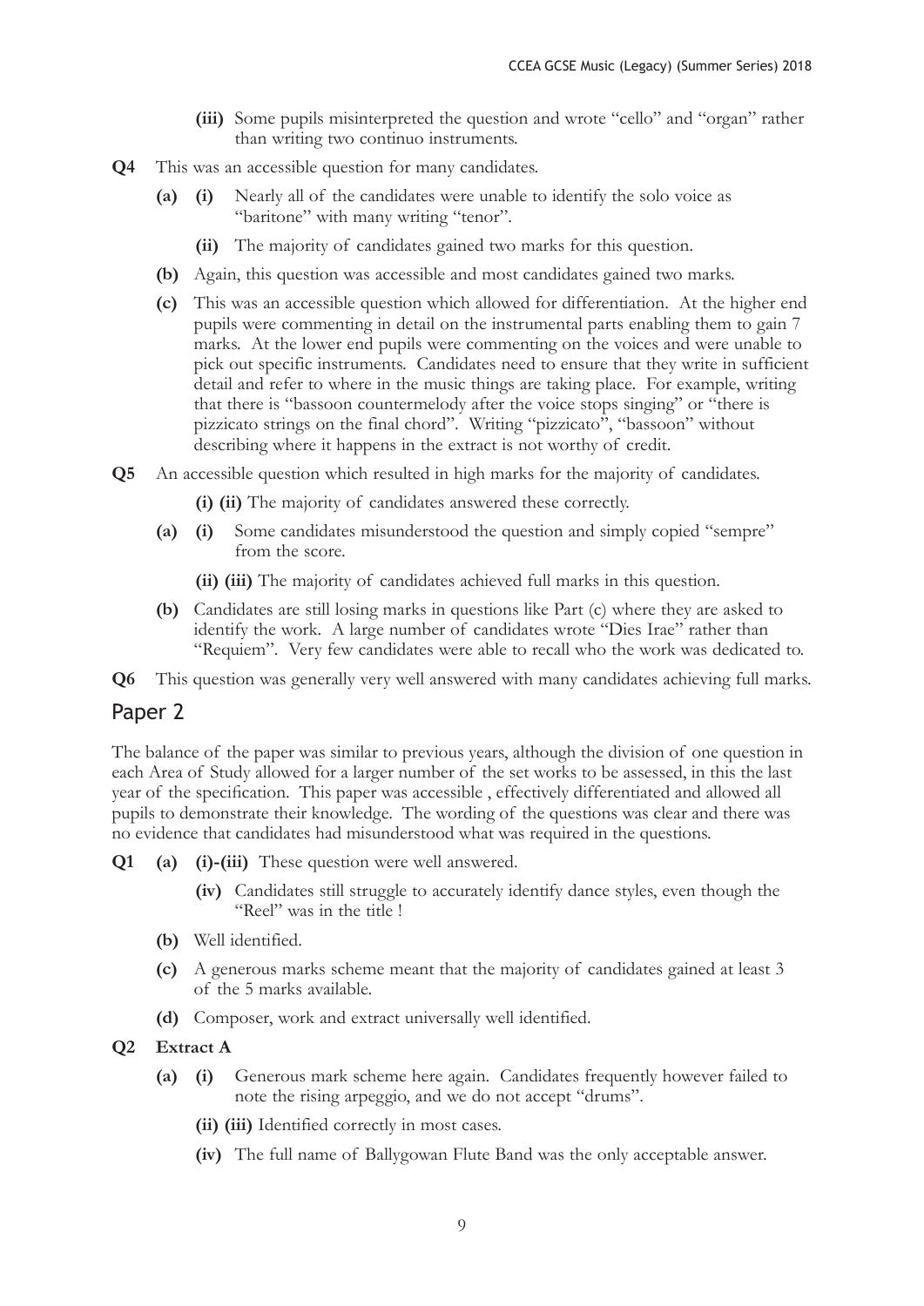**(iii)** Some pupils misinterpreted the question and wrote "cello" and "organ" rather than writing two continuo instruments.

**Q4** This was an accessible question for many candidates.

**(a)** **(i)** Nearly all of the candidates were unable to identify the solo voice as "baritone" with many writing "tenor".

**(ii)** The majority of candidates gained two marks for this question.

**(b)** Again, this question was accessible and most candidates gained two marks.

**(c)** This was an accessible question which allowed for differentiation. At the higher end pupils were commenting in detail on the instrumental parts enabling them to gain 7 marks. At the lower end pupils were commenting on the voices and were unable to pick out specific instruments. Candidates need to ensure that they write in sufficient detail and refer to where in the music things are taking place. For example, writing that there is "bassoon countermelody after the voice stops singing" or "there is pizzicato strings on the final chord". Writing "pizzicato", "bassoon" without describing where it happens in the extract is not worthy of credit.

**Q5** An accessible question which resulted in high marks for the majority of candidates.

**(i) (ii)** The majority of candidates answered these correctly.

**(a)** **(i)** Some candidates misunderstood the question and simply copied "sempre" from the score.

**(ii) (iii)** The majority of candidates achieved full marks in this question.

**(b)** Candidates are still losing marks in questions like Part (c) where they are asked to identify the work. A large number of candidates wrote "Dies Irae" rather than "Requiem". Very few candidates were able to recall who the work was dedicated to.

**Q6** This question was generally very well answered with many candidates achieving full marks.

## Paper 2

The balance of the paper was similar to previous years, although the division of one question in each Area of Study allowed for a larger number of the set works to be assessed, in this the last year of the specification. This paper was accessible , effectively differentiated and allowed all pupils to demonstrate their knowledge. The wording of the questions was clear and there was no evidence that candidates had misunderstood what was required in the questions.

**Q1** **(a)** **(i)-(iii)** These question were well answered.

**(iv)** Candidates still struggle to accurately identify dance styles, even though the "Reel" was in the title !

**(b)** Well identified.

**(c)** A generous marks scheme meant that the majority of candidates gained at least 3 of the 5 marks available.

**(d)** Composer, work and extract universally well identified.

**Q2** **Extract A**

**(a)** **(i)** Generous mark scheme here again. Candidates frequently however failed to note the rising arpeggio, and we do not accept "drums".

**(ii) (iii)** Identified correctly in most cases.

**(iv)** The full name of Ballygowan Flute Band was the only acceptable answer.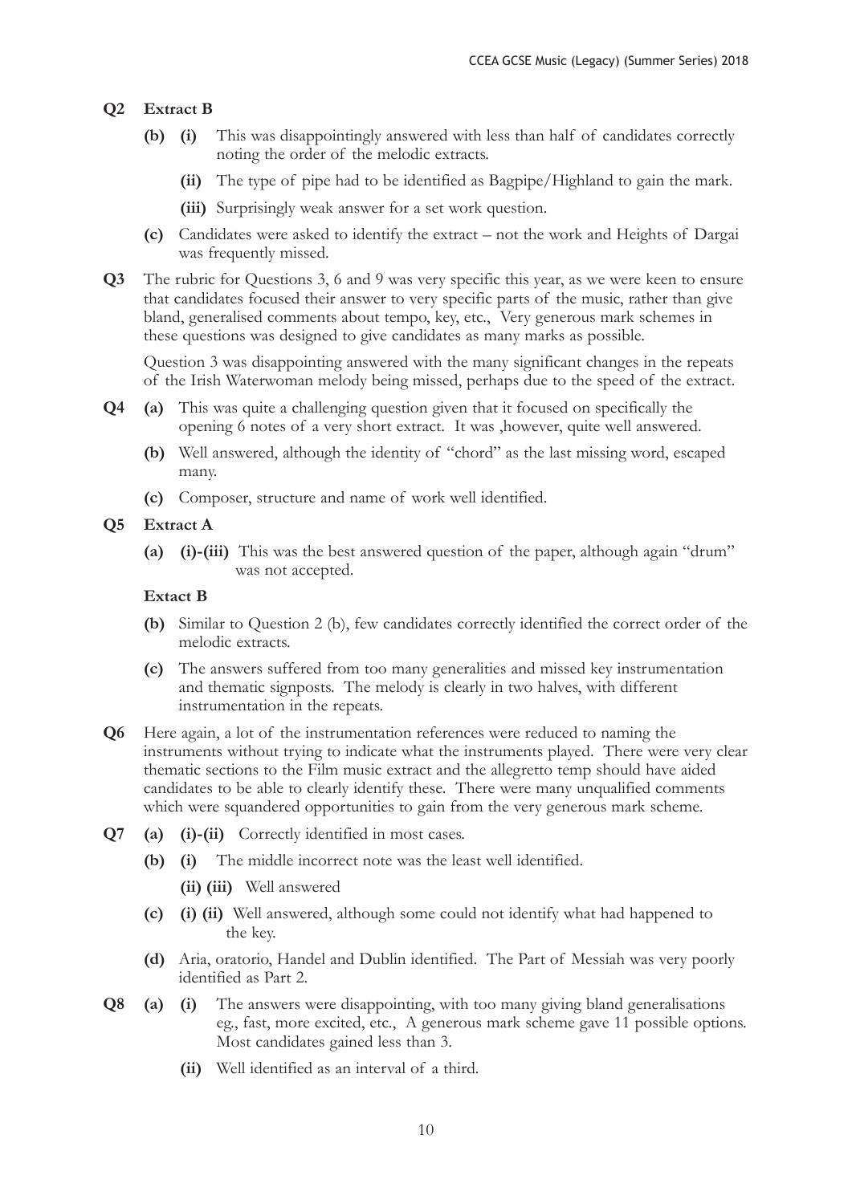**Q2 Extract B**

- **(b) (i)** This was disappointingly answered with less than half of candidates correctly noting the order of the melodic extracts.
  - **(ii)** The type of pipe had to be identified as Bagpipe/Highland to gain the mark.
  - **(iii)** Surprisingly weak answer for a set work question.
- **(c)** Candidates were asked to identify the extract – not the work and Heights of Dargai was frequently missed.

**Q3** The rubric for Questions 3, 6 and 9 was very specific this year, as we were keen to ensure that candidates focused their answer to very specific parts of the music, rather than give bland, generalised comments about tempo, key, etc., Very generous mark schemes in these questions was designed to give candidates as many marks as possible.

Question 3 was disappointing answered with the many significant changes in the repeats of the Irish Waterwoman melody being missed, perhaps due to the speed of the extract.

**Q4**

- **(a)** This was quite a challenging question given that it focused on specifically the opening 6 notes of a very short extract. It was ,however, quite well answered.
- **(b)** Well answered, although the identity of "chord" as the last missing word, escaped many.
- **(c)** Composer, structure and name of work well identified.

**Q5 Extract A**

- **(a) (i)-(iii)** This was the best answered question of the paper, although again "drum" was not accepted.

**Extact B**

- **(b)** Similar to Question 2 (b), few candidates correctly identified the correct order of the melodic extracts.
- **(c)** The answers suffered from too many generalities and missed key instrumentation and thematic signposts. The melody is clearly in two halves, with different instrumentation in the repeats.

**Q6** Here again, a lot of the instrumentation references were reduced to naming the instruments without trying to indicate what the instruments played. There were very clear thematic sections to the Film music extract and the allegretto temp should have aided candidates to be able to clearly identify these. There were many unqualified comments which were squandered opportunities to gain from the very generous mark scheme.

**Q7**

- **(a) (i)-(ii)** Correctly identified in most cases.
- **(b) (i)** The middle incorrect note was the least well identified.
  - **(ii) (iii)** Well answered
- **(c) (i) (ii)** Well answered, although some could not identify what had happened to the key.
- **(d)** Aria, oratorio, Handel and Dublin identified. The Part of Messiah was very poorly identified as Part 2.

**Q8**

- **(a) (i)** The answers were disappointing, with too many giving bland generalisations eg., fast, more excited, etc., A generous mark scheme gave 11 possible options. Most candidates gained less than 3.
  - **(ii)** Well identified as an interval of a third.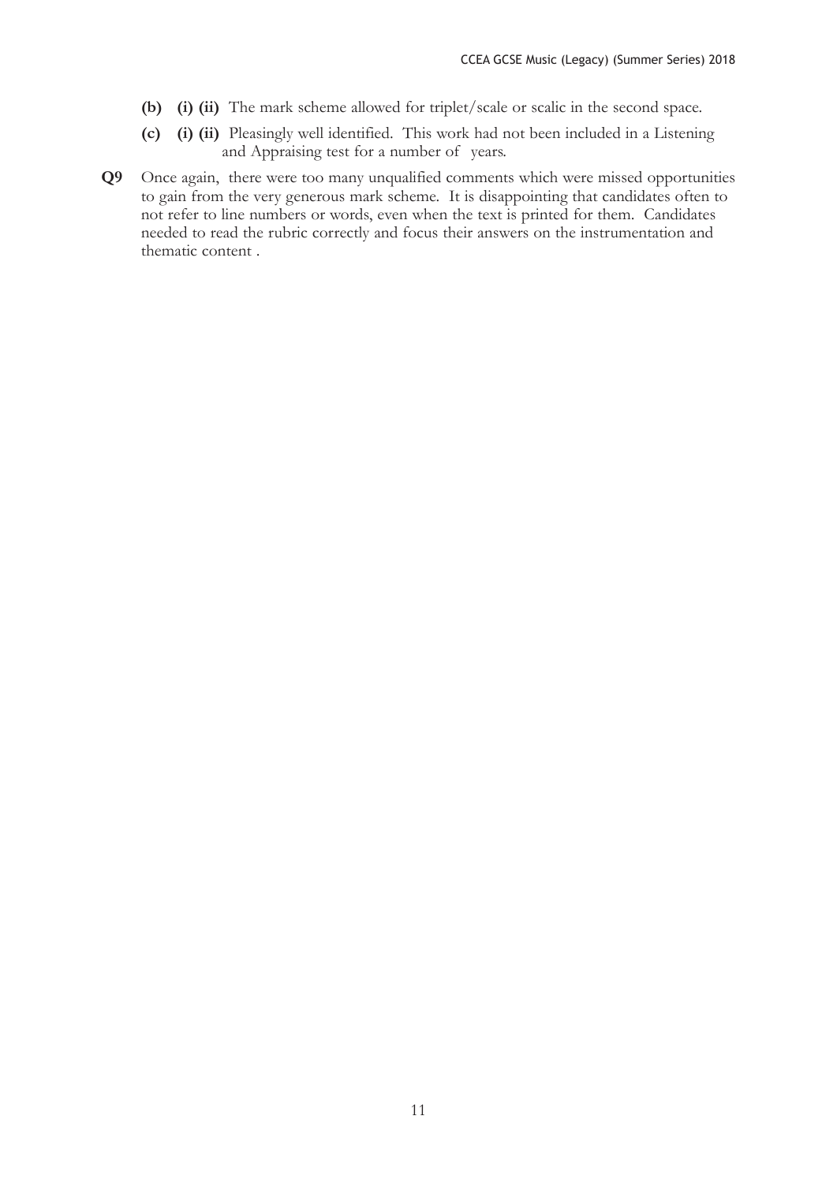- **(b) (i) (ii)** The mark scheme allowed for triplet/scale or scalic in the second space.
- **(c) (i) (ii)** Pleasingly well identified. This work had not been included in a Listening and Appraising test for a number of years.

**Q9** Once again, there were too many unqualified comments which were missed opportunities to gain from the very generous mark scheme. It is disappointing that candidates often to not refer to line numbers or words, even when the text is printed for them. Candidates needed to read the rubric correctly and focus their answers on the instrumentation and thematic content .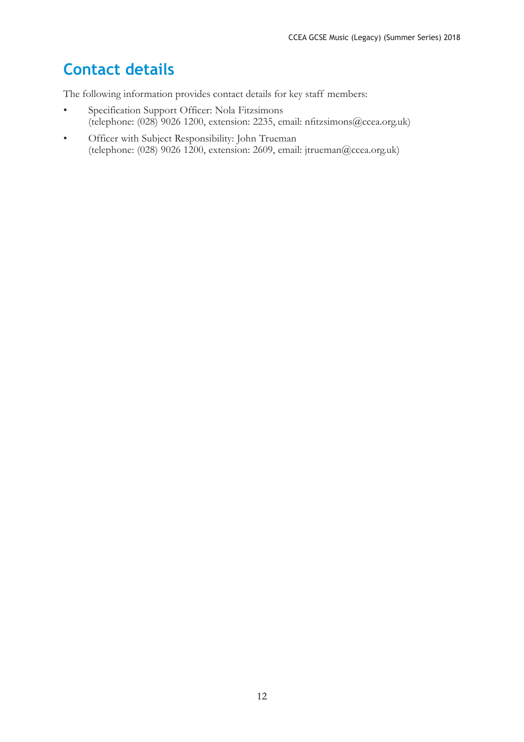# Contact details

The following information provides contact details for key staff members:

- Specification Support Officer: Nola Fitzsimons
  (telephone: (028) 9026 1200, extension: 2235, email: nfitzsimons@ccea.org.uk)
- Officer with Subject Responsibility: John Trueman
  (telephone: (028) 9026 1200, extension: 2609, email: jtrueman@ccea.org.uk)